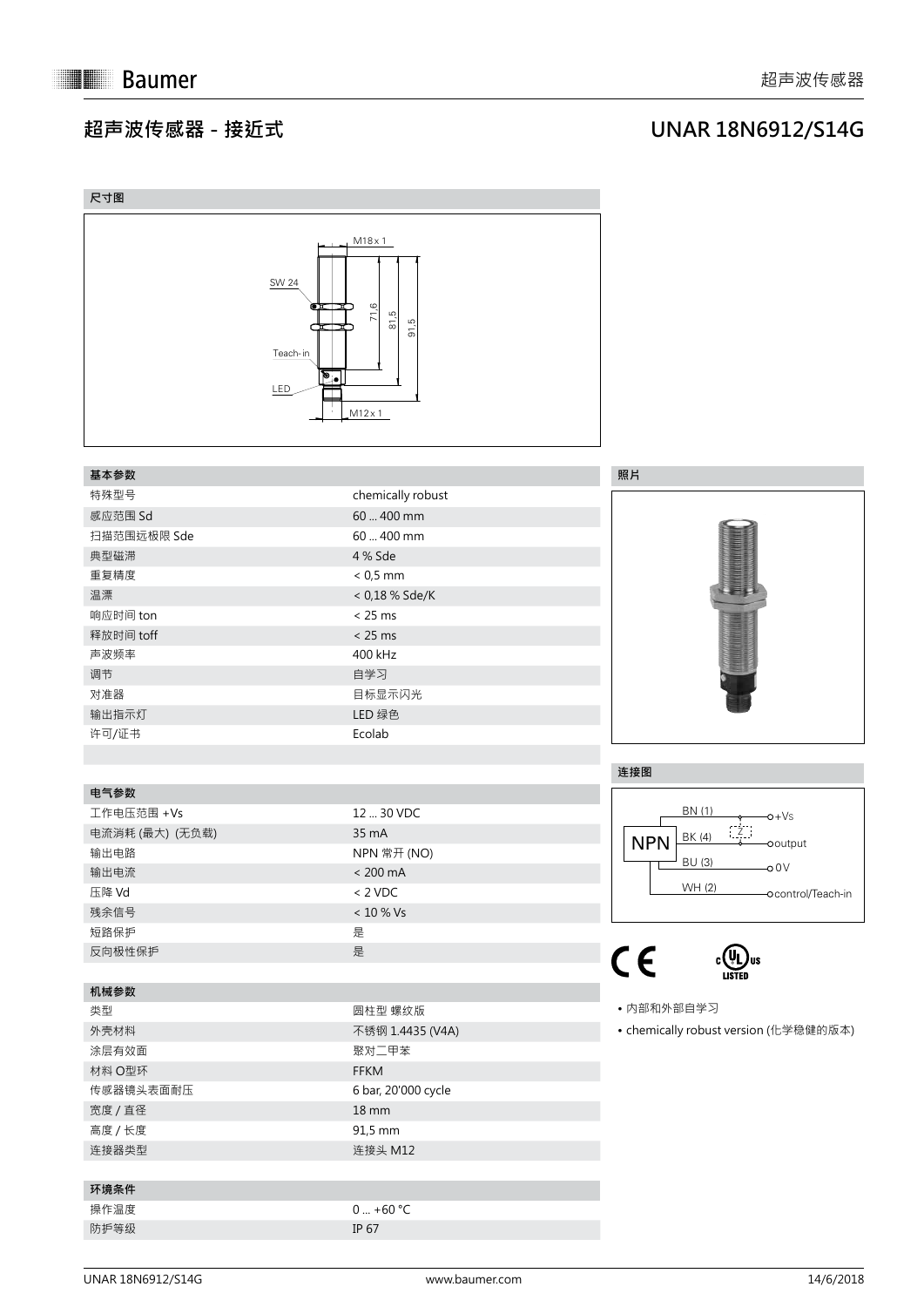# 超声波传感器 - 接近式

# UNAR 18N6912/S14G

## 尺寸图

M18 x 1

SW 24

71,6

81,5

91,5

Teach- in

LED

M12 x 1

## 基本参数

| 基本参数 | |
|---|---|
| 特殊型号 | chemically robust |
| 感应范围 Sd | 60 ... 400 mm |
| 扫描范围远极限 Sde | 60 ... 400 mm |
| 典型磁滞 | 4 % Sde |
| 重复精度 | < 0,5 mm |
| 温漂 | < 0,18 % Sde/K |
| 响应时间 ton | < 25 ms |
| 释放时间 toff | < 25 ms |
| 声波频率 | 400 kHz |
| 调节 | 自学习 |
| 对准器 | 目标显示闪光 |
| 输出指示灯 | LED 绿色 |
| 许可/证书 | Ecolab |

## 电气参数

| 电气参数 | |
|---|---|
| 工作电压范围 +Vs | 12 ... 30 VDC |
| 电流消耗 (最大) (无负载) | 35 mA |
| 输出电路 | NPN 常开 (NO) |
| 输出电流 | < 200 mA |
| 压降 Vd | < 2 VDC |
| 残余信号 | < 10 % Vs |
| 短路保护 | 是 |
| 反向极性保护 | 是 |

## 机械参数

| 机械参数 | |
|---|---|
| 类型 | 圆柱型 螺纹版 |
| 外壳材料 | 不锈钢 1.4435 (V4A) |
| 涂层有效面 | 聚对二甲苯 |
| 材料 O型环 | FFKM |
| 传感器镜头表面耐压 | 6 bar, 20'000 cycle |
| 宽度 / 直径 | 18 mm |
| 高度 / 长度 | 91,5 mm |
| 连接器类型 | 连接头 M12 |

## 环境条件

| 环境条件 | |
|---|---|
| 操作温度 | 0 ... +60 °C |
| 防护等级 | IP 67 |

## 照片

## 连接图

NPN

BN (1) — +Vs

BK (4) — output

BU (3) — 0 V

WH (2) — control/Teach-in

Z

- 内部和外部自学习
- chemically robust version (化学稳健的版本)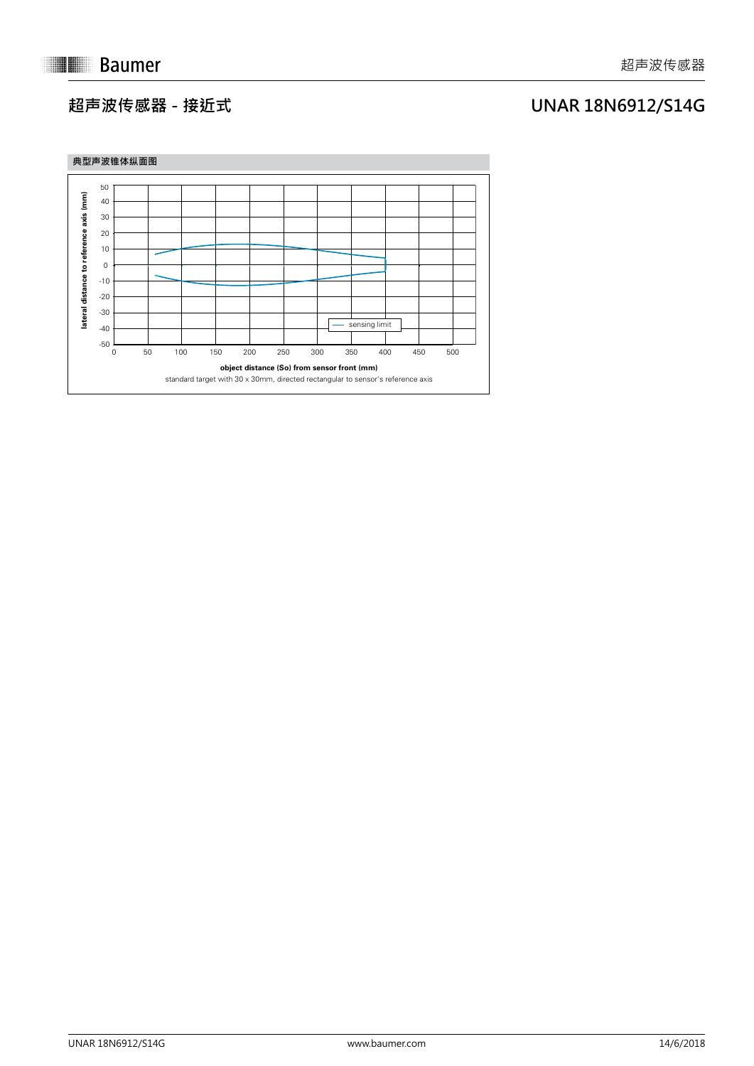# 超声波传感器 - 接近式

# UNAR 18N6912/S14G

## 典型声波锥体纵面图

lateral distance to reference axis (mm)

50
40
30
20
10
0
-10
-20
-30
-40
-50

0 50 100 150 200 250 300 350 400 450 500

sensing limit

**object distance (So) from sensor front (mm)**

standard target with 30 x 30mm, directed rectangular to sensor's reference axis